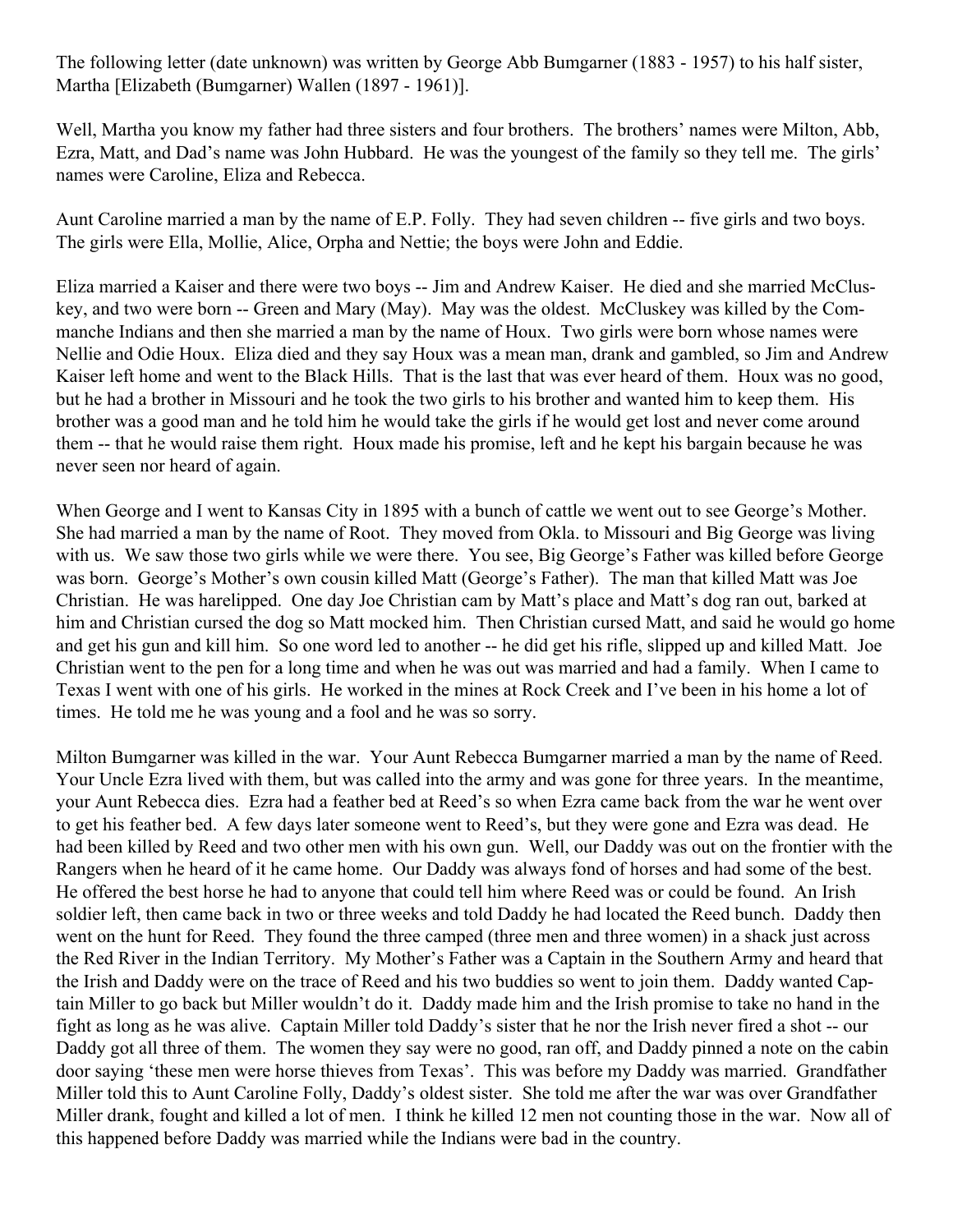The following letter (date unknown) was written by George Abb Bumgarner (1883 - 1957) to his half sister, Martha [Elizabeth (Bumgarner) Wallen (1897 - 1961)].

Well, Martha you know my father had three sisters and four brothers. The brothers' names were Milton, Abb, Ezra, Matt, and Dad's name was John Hubbard. He was the youngest of the family so they tell me. The girls' names were Caroline, Eliza and Rebecca.

Aunt Caroline married a man by the name of E.P. Folly. They had seven children -- five girls and two boys. The girls were Ella, Mollie, Alice, Orpha and Nettie; the boys were John and Eddie.

Eliza married a Kaiser and there were two boys -- Jim and Andrew Kaiser. He died and she married McCluskey, and two were born -- Green and Mary (May). May was the oldest. McCluskey was killed by the Commanche Indians and then she married a man by the name of Houx. Two girls were born whose names were Nellie and Odie Houx. Eliza died and they say Houx was a mean man, drank and gambled, so Jim and Andrew Kaiser left home and went to the Black Hills. That is the last that was ever heard of them. Houx was no good, but he had a brother in Missouri and he took the two girls to his brother and wanted him to keep them. His brother was a good man and he told him he would take the girls if he would get lost and never come around them -- that he would raise them right. Houx made his promise, left and he kept his bargain because he was never seen nor heard of again.

When George and I went to Kansas City in 1895 with a bunch of cattle we went out to see George's Mother. She had married a man by the name of Root. They moved from Okla. to Missouri and Big George was living with us. We saw those two girls while we were there. You see, Big George's Father was killed before George was born. George's Mother's own cousin killed Matt (George's Father). The man that killed Matt was Joe Christian. He was harelipped. One day Joe Christian cam by Matt's place and Matt's dog ran out, barked at him and Christian cursed the dog so Matt mocked him. Then Christian cursed Matt, and said he would go home and get his gun and kill him. So one word led to another -- he did get his rifle, slipped up and killed Matt. Joe Christian went to the pen for a long time and when he was out was married and had a family. When I came to Texas I went with one of his girls. He worked in the mines at Rock Creek and I've been in his home a lot of times. He told me he was young and a fool and he was so sorry.

Milton Bumgarner was killed in the war. Your Aunt Rebecca Bumgarner married a man by the name of Reed. Your Uncle Ezra lived with them, but was called into the army and was gone for three years. In the meantime, your Aunt Rebecca dies. Ezra had a feather bed at Reed's so when Ezra came back from the war he went over to get his feather bed. A few days later someone went to Reed's, but they were gone and Ezra was dead. He had been killed by Reed and two other men with his own gun. Well, our Daddy was out on the frontier with the Rangers when he heard of it he came home. Our Daddy was always fond of horses and had some of the best. He offered the best horse he had to anyone that could tell him where Reed was or could be found. An Irish soldier left, then came back in two or three weeks and told Daddy he had located the Reed bunch. Daddy then went on the hunt for Reed. They found the three camped (three men and three women) in a shack just across the Red River in the Indian Territory. My Mother's Father was a Captain in the Southern Army and heard that the Irish and Daddy were on the trace of Reed and his two buddies so went to join them. Daddy wanted Captain Miller to go back but Miller wouldn't do it. Daddy made him and the Irish promise to take no hand in the fight as long as he was alive. Captain Miller told Daddy's sister that he nor the Irish never fired a shot -- our Daddy got all three of them. The women they say were no good, ran off, and Daddy pinned a note on the cabin door saying 'these men were horse thieves from Texas'. This was before my Daddy was married. Grandfather Miller told this to Aunt Caroline Folly, Daddy's oldest sister. She told me after the war was over Grandfather Miller drank, fought and killed a lot of men. I think he killed 12 men not counting those in the war. Now all of this happened before Daddy was married while the Indians were bad in the country.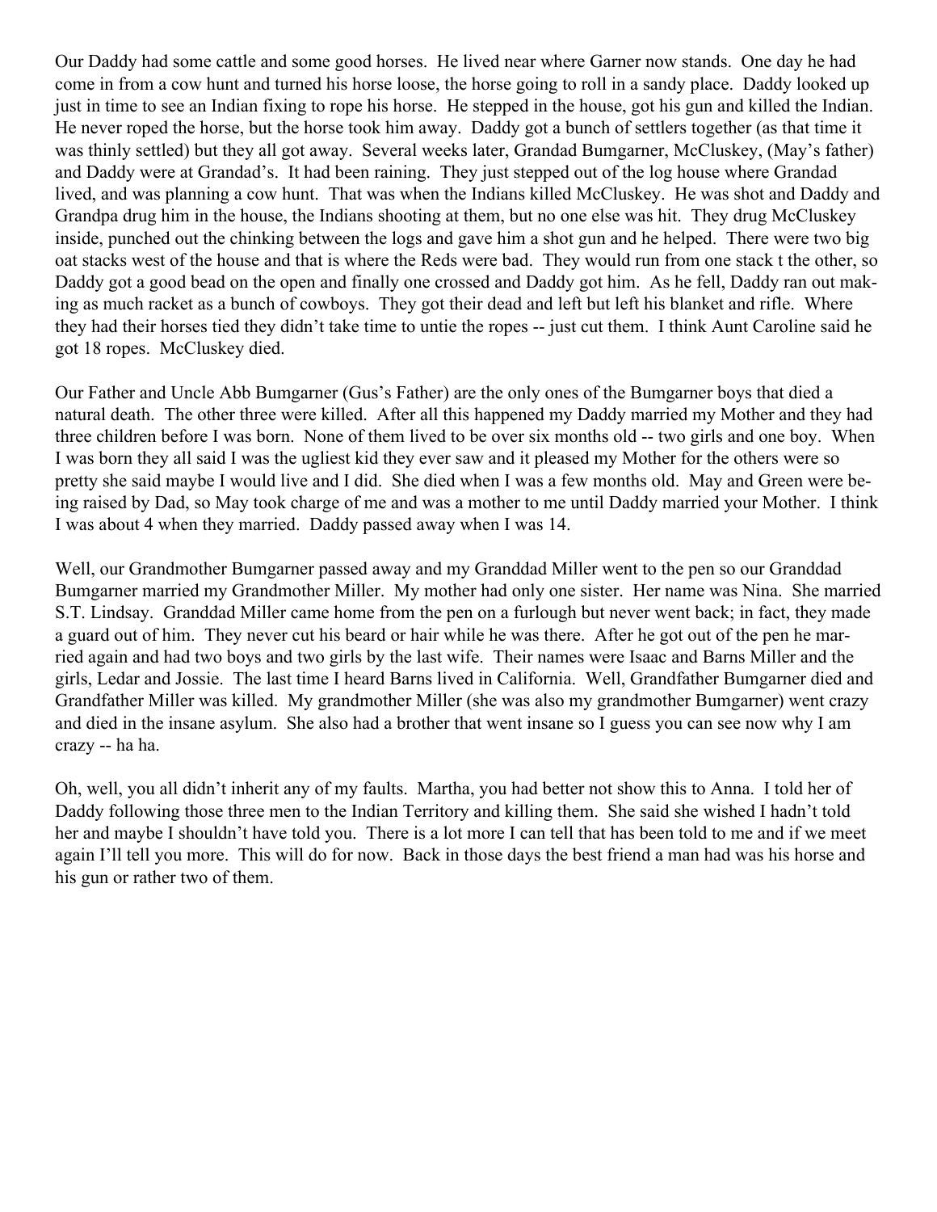Our Daddy had some cattle and some good horses. He lived near where Garner now stands. One day he had come in from a cow hunt and turned his horse loose, the horse going to roll in a sandy place. Daddy looked up just in time to see an Indian fixing to rope his horse. He stepped in the house, got his gun and killed the Indian. He never roped the horse, but the horse took him away. Daddy got a bunch of settlers together (as that time it was thinly settled) but they all got away. Several weeks later, Grandad Bumgarner, McCluskey, (May's father) and Daddy were at Grandad's. It had been raining. They just stepped out of the log house where Grandad lived, and was planning a cow hunt. That was when the Indians killed McCluskey. He was shot and Daddy and Grandpa drug him in the house, the Indians shooting at them, but no one else was hit. They drug McCluskey inside, punched out the chinking between the logs and gave him a shot gun and he helped. There were two big oat stacks west of the house and that is where the Reds were bad. They would run from one stack t the other, so Daddy got a good bead on the open and finally one crossed and Daddy got him. As he fell, Daddy ran out making as much racket as a bunch of cowboys. They got their dead and left but left his blanket and rifle. Where they had their horses tied they didn't take time to untie the ropes -- just cut them. I think Aunt Caroline said he got 18 ropes. McCluskey died.

Our Father and Uncle Abb Bumgarner (Gus's Father) are the only ones of the Bumgarner boys that died a natural death. The other three were killed. After all this happened my Daddy married my Mother and they had three children before I was born. None of them lived to be over six months old -- two girls and one boy. When I was born they all said I was the ugliest kid they ever saw and it pleased my Mother for the others were so pretty she said maybe I would live and I did. She died when I was a few months old. May and Green were being raised by Dad, so May took charge of me and was a mother to me until Daddy married your Mother. I think I was about 4 when they married. Daddy passed away when I was 14.

Well, our Grandmother Bumgarner passed away and my Granddad Miller went to the pen so our Granddad Bumgarner married my Grandmother Miller. My mother had only one sister. Her name was Nina. She married S.T. Lindsay. Granddad Miller came home from the pen on a furlough but never went back; in fact, they made a guard out of him. They never cut his beard or hair while he was there. After he got out of the pen he married again and had two boys and two girls by the last wife. Their names were Isaac and Barns Miller and the girls, Ledar and Jossie. The last time I heard Barns lived in California. Well, Grandfather Bumgarner died and Grandfather Miller was killed. My grandmother Miller (she was also my grandmother Bumgarner) went crazy and died in the insane asylum. She also had a brother that went insane so I guess you can see now why I am crazy -- ha ha.

Oh, well, you all didn't inherit any of my faults. Martha, you had better not show this to Anna. I told her of Daddy following those three men to the Indian Territory and killing them. She said she wished I hadn't told her and maybe I shouldn't have told you. There is a lot more I can tell that has been told to me and if we meet again I'll tell you more. This will do for now. Back in those days the best friend a man had was his horse and his gun or rather two of them.